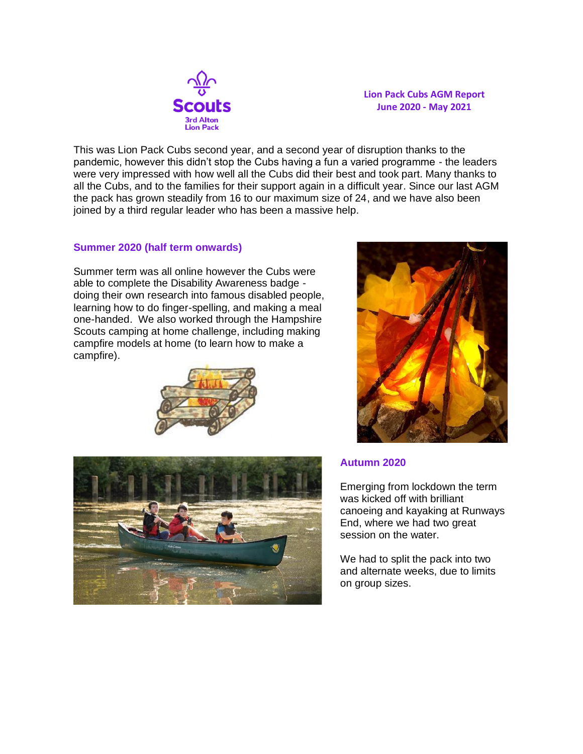Scouts
3rd Alton
Lion Pack

**Lion Pack Cubs AGM Report**
**June 2020 - May 2021**

This was Lion Pack Cubs second year, and a second year of disruption thanks to the pandemic, however this didn't stop the Cubs having a fun a varied programme - the leaders were very impressed with how well all the Cubs did their best and took part. Many thanks to all the Cubs, and to the families for their support again in a difficult year. Since our last AGM the pack has grown steadily from 16 to our maximum size of 24, and we have also been joined by a third regular leader who has been a massive help.

## Summer 2020 (half term onwards)

Summer term was all online however the Cubs were able to complete the Disability Awareness badge - doing their own research into famous disabled people, learning how to do finger-spelling, and making a meal one-handed. We also worked through the Hampshire Scouts camping at home challenge, including making campfire models at home (to learn how to make a campfire).

## Autumn 2020

Emerging from lockdown the term was kicked off with brilliant canoeing and kayaking at Runways End, where we had two great session on the water.

We had to split the pack into two and alternate weeks, due to limits on group sizes.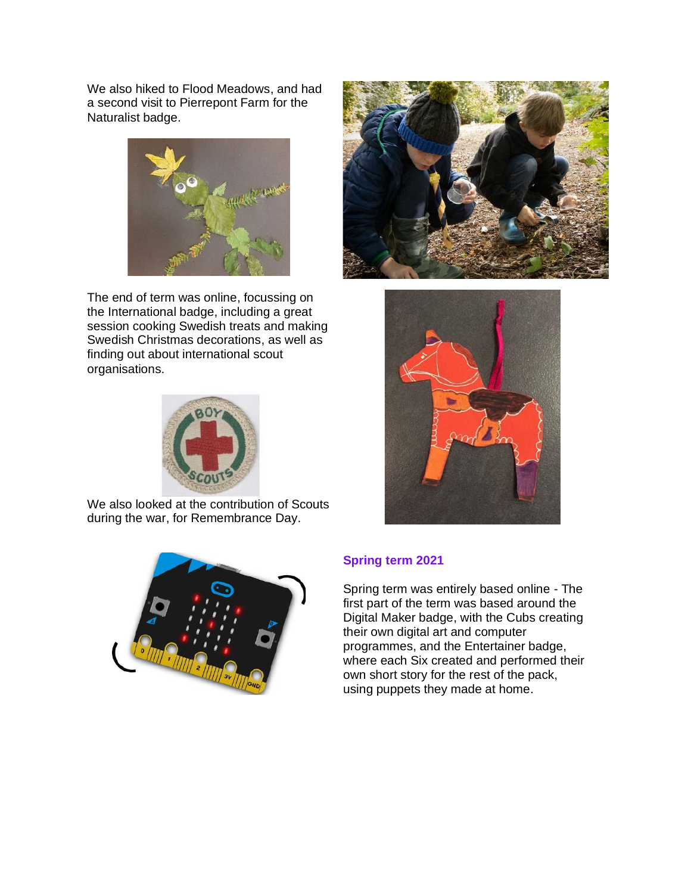We also hiked to Flood Meadows, and had a second visit to Pierrepont Farm for the Naturalist badge.

The end of term was online, focussing on the International badge, including a great session cooking Swedish treats and making Swedish Christmas decorations, as well as finding out about international scout organisations.

We also looked at the contribution of Scouts during the war, for Remembrance Day.

### Spring term 2021

Spring term was entirely based online - The first part of the term was based around the Digital Maker badge, with the Cubs creating their own digital art and computer programmes, and the Entertainer badge, where each Six created and performed their own short story for the rest of the pack, using puppets they made at home.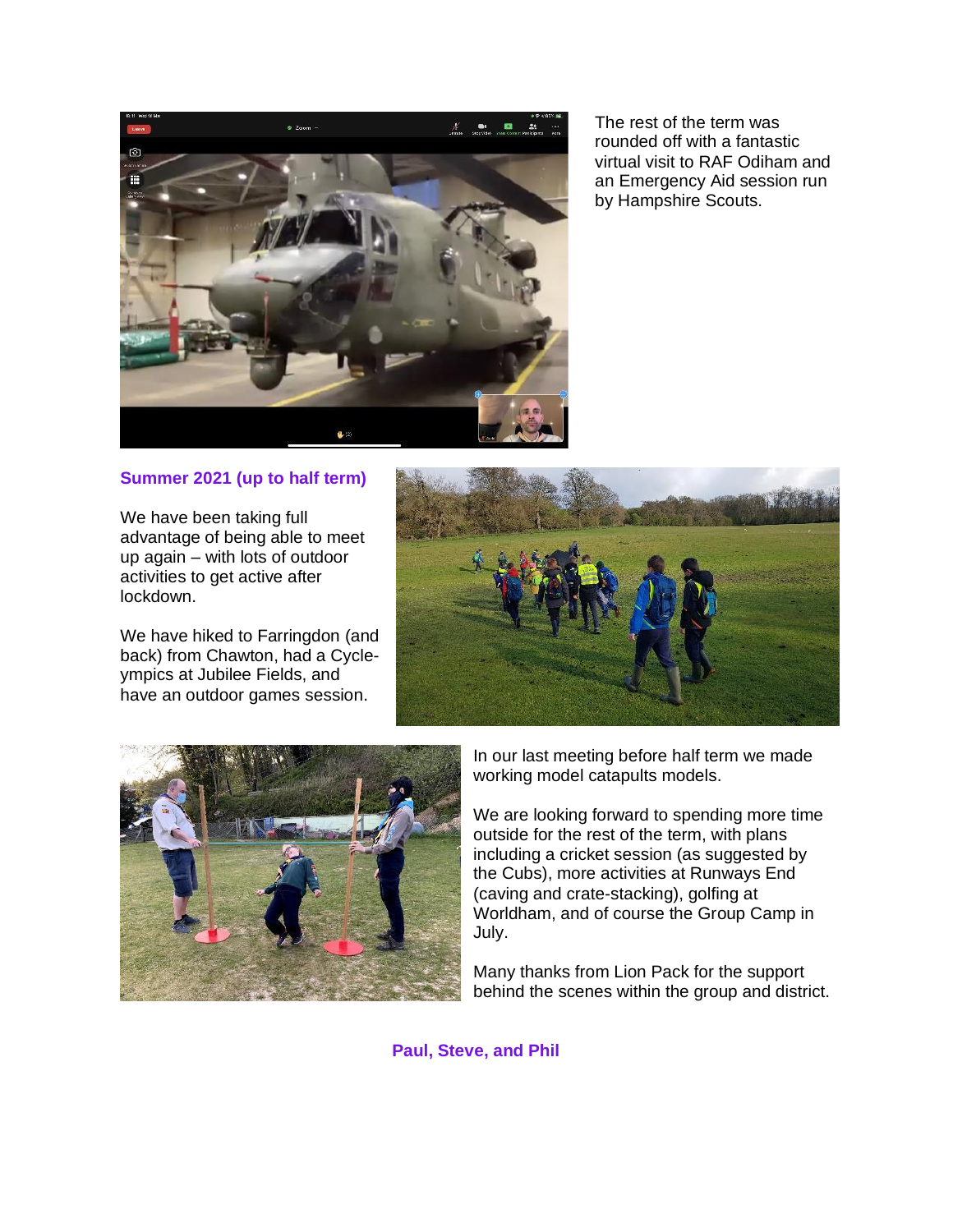The rest of the term was rounded off with a fantastic virtual visit to RAF Odiham and an Emergency Aid session run by Hampshire Scouts.

### Summer 2021 (up to half term)

We have been taking full advantage of being able to meet up again – with lots of outdoor activities to get active after lockdown.

We have hiked to Farringdon (and back) from Chawton, had a Cycle-ympics at Jubilee Fields, and have an outdoor games session.

In our last meeting before half term we made working model catapults models.

We are looking forward to spending more time outside for the rest of the term, with plans including a cricket session (as suggested by the Cubs), more activities at Runways End (caving and crate-stacking), golfing at Worldham, and of course the Group Camp in July.

Many thanks from Lion Pack for the support behind the scenes within the group and district.

**Paul, Steve, and Phil**